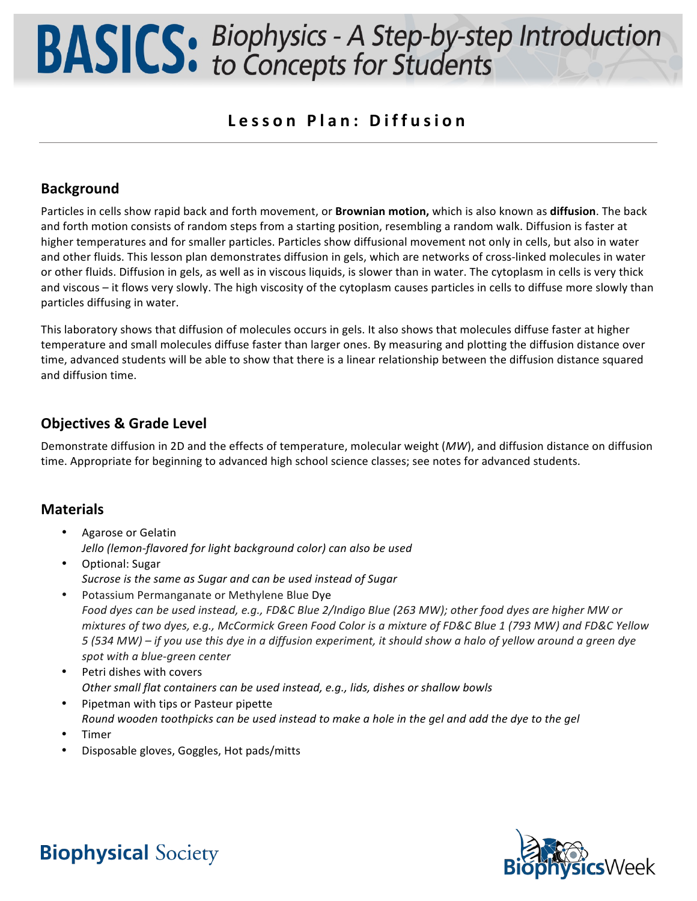# BASICS: Biophysics - A Step-by-step Introduction to Concepts for Students

## Lesson Plan: Diffusion

### Background

Particles in cells show rapid back and forth movement, or **Brownian motion,** which is also known as **diffusion**. The back and forth motion consists of random steps from a starting position, resembling a random walk. Diffusion is faster at higher temperatures and for smaller particles. Particles show diffusional movement not only in cells, but also in water and other fluids. This lesson plan demonstrates diffusion in gels, which are networks of cross-linked molecules in water or other fluids. Diffusion in gels, as well as in viscous liquids, is slower than in water. The cytoplasm in cells is very thick and viscous – it flows very slowly. The high viscosity of the cytoplasm causes particles in cells to diffuse more slowly than particles diffusing in water.

This laboratory shows that diffusion of molecules occurs in gels. It also shows that molecules diffuse faster at higher temperature and small molecules diffuse faster than larger ones. By measuring and plotting the diffusion distance over time, advanced students will be able to show that there is a linear relationship between the diffusion distance squared and diffusion time.

### Objectives & Grade Level

Demonstrate diffusion in 2D and the effects of temperature, molecular weight (*MW*), and diffusion distance on diffusion time. Appropriate for beginning to advanced high school science classes; see notes for advanced students.

### Materials

- Agarose or Gelatin
  *Jello (lemon-flavored for light background color) can also be used*
- Optional: Sugar
  *Sucrose is the same as Sugar and can be used instead of Sugar*
- Potassium Permanganate or Methylene Blue Dye
  *Food dyes can be used instead, e.g., FD&C Blue 2/Indigo Blue (263 MW); other food dyes are higher MW or mixtures of two dyes, e.g., McCormick Green Food Color is a mixture of FD&C Blue 1 (793 MW) and FD&C Yellow 5 (534 MW) – if you use this dye in a diffusion experiment, it should show a halo of yellow around a green dye spot with a blue-green center*
- Petri dishes with covers
  *Other small flat containers can be used instead, e.g., lids, dishes or shallow bowls*
- Pipetman with tips or Pasteur pipette
  *Round wooden toothpicks can be used instead to make a hole in the gel and add the dye to the gel*
- Timer
- Disposable gloves, Goggles, Hot pads/mitts

Biophysical Society

BiophysicsWeek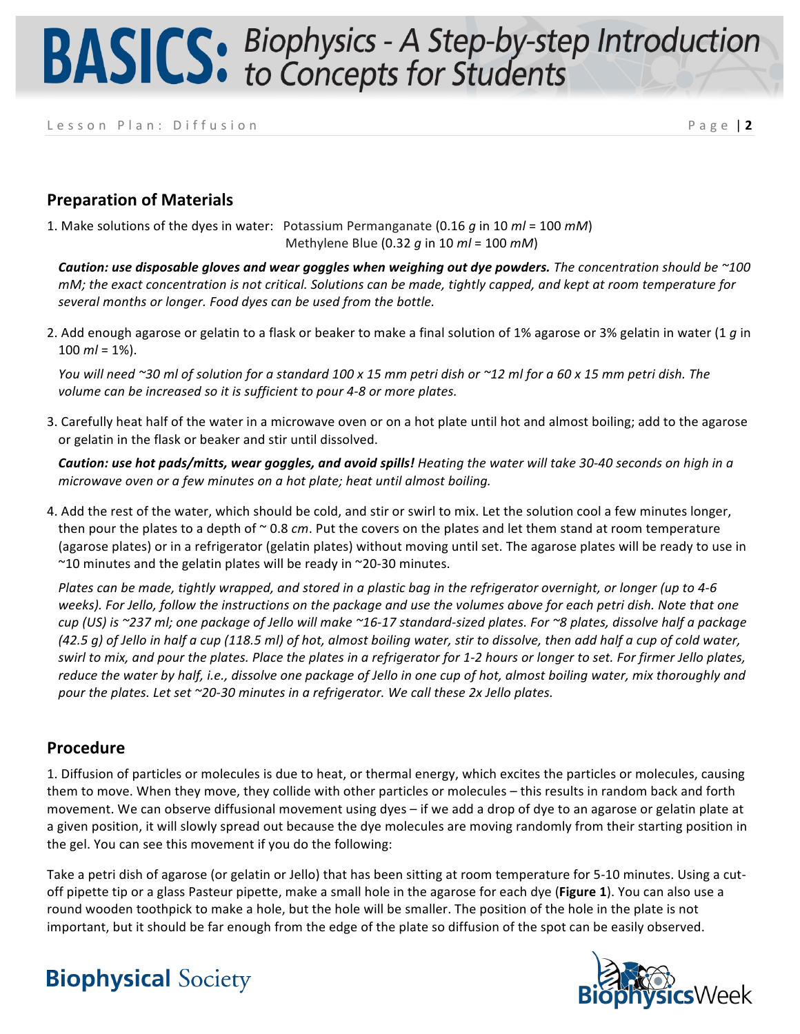## Preparation of Materials

1. Make solutions of the dyes in water: Potassium Permanganate (0.16 *g* in 10 *ml* = 100 *mM*)
   Methylene Blue (0.32 *g* in 10 *ml* = 100 *mM*)

   ***Caution: use disposable gloves and wear goggles when weighing out dye powders.*** *The concentration should be ~100 mM; the exact concentration is not critical. Solutions can be made, tightly capped, and kept at room temperature for several months or longer. Food dyes can be used from the bottle.*

2. Add enough agarose or gelatin to a flask or beaker to make a final solution of 1% agarose or 3% gelatin in water (1 *g* in 100 *ml* = 1%).

   *You will need ~30 ml of solution for a standard 100 x 15 mm petri dish or ~12 ml for a 60 x 15 mm petri dish. The volume can be increased so it is sufficient to pour 4-8 or more plates.*

3. Carefully heat half of the water in a microwave oven or on a hot plate until hot and almost boiling; add to the agarose or gelatin in the flask or beaker and stir until dissolved.

   ***Caution: use hot pads/mitts, wear goggles, and avoid spills!*** *Heating the water will take 30-40 seconds on high in a microwave oven or a few minutes on a hot plate; heat until almost boiling.*

4. Add the rest of the water, which should be cold, and stir or swirl to mix. Let the solution cool a few minutes longer, then pour the plates to a depth of ~ 0.8 *cm*. Put the covers on the plates and let them stand at room temperature (agarose plates) or in a refrigerator (gelatin plates) without moving until set. The agarose plates will be ready to use in ~10 minutes and the gelatin plates will be ready in ~20-30 minutes.

   *Plates can be made, tightly wrapped, and stored in a plastic bag in the refrigerator overnight, or longer (up to 4-6 weeks). For Jello, follow the instructions on the package and use the volumes above for each petri dish. Note that one cup (US) is ~237 ml; one package of Jello will make ~16-17 standard-sized plates. For ~8 plates, dissolve half a package (42.5 g) of Jello in half a cup (118.5 ml) of hot, almost boiling water, stir to dissolve, then add half a cup of cold water, swirl to mix, and pour the plates. Place the plates in a refrigerator for 1-2 hours or longer to set. For firmer Jello plates, reduce the water by half, i.e., dissolve one package of Jello in one cup of hot, almost boiling water, mix thoroughly and pour the plates. Let set ~20-30 minutes in a refrigerator. We call these 2x Jello plates.*

## Procedure

1. Diffusion of particles or molecules is due to heat, or thermal energy, which excites the particles or molecules, causing them to move. When they move, they collide with other particles or molecules – this results in random back and forth movement. We can observe diffusional movement using dyes – if we add a drop of dye to an agarose or gelatin plate at a given position, it will slowly spread out because the dye molecules are moving randomly from their starting position in the gel. You can see this movement if you do the following:

Take a petri dish of agarose (or gelatin or Jello) that has been sitting at room temperature for 5-10 minutes. Using a cut-off pipette tip or a glass Pasteur pipette, make a small hole in the agarose for each dye (**Figure 1**). You can also use a round wooden toothpick to make a hole, but the hole will be smaller. The position of the hole in the plate is not important, but it should be far enough from the edge of the plate so diffusion of the spot can be easily observed.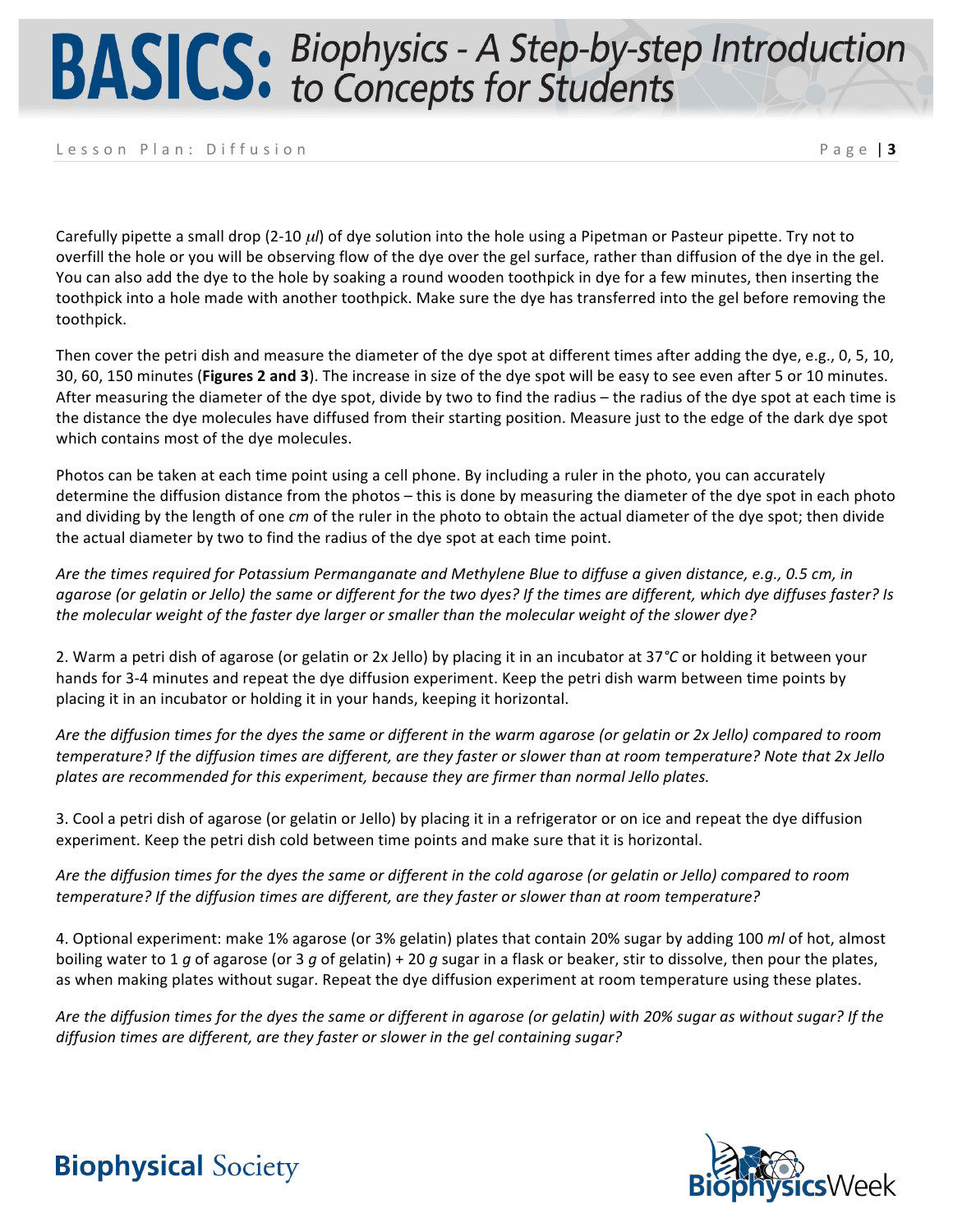Carefully pipette a small drop (2-10 $\mu l$) of dye solution into the hole using a Pipetman or Pasteur pipette. Try not to overfill the hole or you will be observing flow of the dye over the gel surface, rather than diffusion of the dye in the gel. You can also add the dye to the hole by soaking a round wooden toothpick in dye for a few minutes, then inserting the toothpick into a hole made with another toothpick. Make sure the dye has transferred into the gel before removing the toothpick.

Then cover the petri dish and measure the diameter of the dye spot at different times after adding the dye, e.g., 0, 5, 10, 30, 60, 150 minutes (**Figures 2 and 3**). The increase in size of the dye spot will be easy to see even after 5 or 10 minutes. After measuring the diameter of the dye spot, divide by two to find the radius – the radius of the dye spot at each time is the distance the dye molecules have diffused from their starting position. Measure just to the edge of the dark dye spot which contains most of the dye molecules.

Photos can be taken at each time point using a cell phone. By including a ruler in the photo, you can accurately determine the diffusion distance from the photos – this is done by measuring the diameter of the dye spot in each photo and dividing by the length of one *cm* of the ruler in the photo to obtain the actual diameter of the dye spot; then divide the actual diameter by two to find the radius of the dye spot at each time point.

*Are the times required for Potassium Permanganate and Methylene Blue to diffuse a given distance, e.g., 0.5 cm, in agarose (or gelatin or Jello) the same or different for the two dyes? If the times are different, which dye diffuses faster? Is the molecular weight of the faster dye larger or smaller than the molecular weight of the slower dye?*

2. Warm a petri dish of agarose (or gelatin or 2x Jello) by placing it in an incubator at 37°*C* or holding it between your hands for 3-4 minutes and repeat the dye diffusion experiment. Keep the petri dish warm between time points by placing it in an incubator or holding it in your hands, keeping it horizontal.

*Are the diffusion times for the dyes the same or different in the warm agarose (or gelatin or 2x Jello) compared to room temperature? If the diffusion times are different, are they faster or slower than at room temperature? Note that 2x Jello plates are recommended for this experiment, because they are firmer than normal Jello plates.*

3. Cool a petri dish of agarose (or gelatin or Jello) by placing it in a refrigerator or on ice and repeat the dye diffusion experiment. Keep the petri dish cold between time points and make sure that it is horizontal.

*Are the diffusion times for the dyes the same or different in the cold agarose (or gelatin or Jello) compared to room temperature? If the diffusion times are different, are they faster or slower than at room temperature?*

4. Optional experiment: make 1% agarose (or 3% gelatin) plates that contain 20% sugar by adding 100 *ml* of hot, almost boiling water to 1 *g* of agarose (or 3 *g* of gelatin) + 20 *g* sugar in a flask or beaker, stir to dissolve, then pour the plates, as when making plates without sugar. Repeat the dye diffusion experiment at room temperature using these plates.

*Are the diffusion times for the dyes the same or different in agarose (or gelatin) with 20% sugar as without sugar? If the diffusion times are different, are they faster or slower in the gel containing sugar?*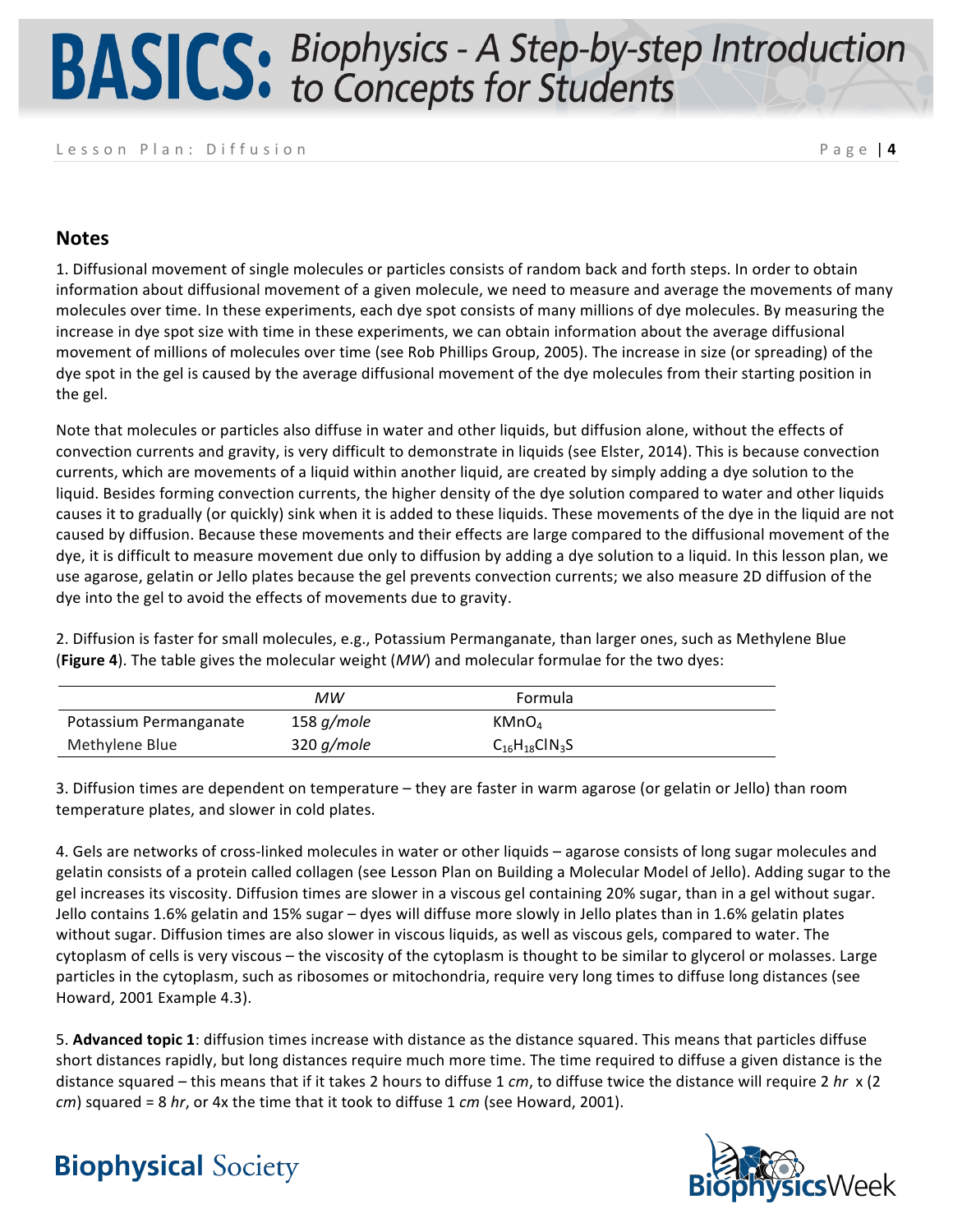## Notes

1. Diffusional movement of single molecules or particles consists of random back and forth steps. In order to obtain information about diffusional movement of a given molecule, we need to measure and average the movements of many molecules over time. In these experiments, each dye spot consists of many millions of dye molecules. By measuring the increase in dye spot size with time in these experiments, we can obtain information about the average diffusional movement of millions of molecules over time (see Rob Phillips Group, 2005). The increase in size (or spreading) of the dye spot in the gel is caused by the average diffusional movement of the dye molecules from their starting position in the gel.

Note that molecules or particles also diffuse in water and other liquids, but diffusion alone, without the effects of convection currents and gravity, is very difficult to demonstrate in liquids (see Elster, 2014). This is because convection currents, which are movements of a liquid within another liquid, are created by simply adding a dye solution to the liquid. Besides forming convection currents, the higher density of the dye solution compared to water and other liquids causes it to gradually (or quickly) sink when it is added to these liquids. These movements of the dye in the liquid are not caused by diffusion. Because these movements and their effects are large compared to the diffusional movement of the dye, it is difficult to measure movement due only to diffusion by adding a dye solution to a liquid. In this lesson plan, we use agarose, gelatin or Jello plates because the gel prevents convection currents; we also measure 2D diffusion of the dye into the gel to avoid the effects of movements due to gravity.

2. Diffusion is faster for small molecules, e.g., Potassium Permanganate, than larger ones, such as Methylene Blue (**Figure 4**). The table gives the molecular weight (*MW*) and molecular formulae for the two dyes:

| | *MW* | Formula |
|---|---|---|
| Potassium Permanganate | 158 *g/mole* | $KMnO_4$ |
| Methylene Blue | 320 *g/mole* | $C_{16}H_{18}ClN_3S$ |

3. Diffusion times are dependent on temperature – they are faster in warm agarose (or gelatin or Jello) than room temperature plates, and slower in cold plates.

4. Gels are networks of cross-linked molecules in water or other liquids – agarose consists of long sugar molecules and gelatin consists of a protein called collagen (see Lesson Plan on Building a Molecular Model of Jello). Adding sugar to the gel increases its viscosity. Diffusion times are slower in a viscous gel containing 20% sugar, than in a gel without sugar. Jello contains 1.6% gelatin and 15% sugar – dyes will diffuse more slowly in Jello plates than in 1.6% gelatin plates without sugar. Diffusion times are also slower in viscous liquids, as well as viscous gels, compared to water. The cytoplasm of cells is very viscous – the viscosity of the cytoplasm is thought to be similar to glycerol or molasses. Large particles in the cytoplasm, such as ribosomes or mitochondria, require very long times to diffuse long distances (see Howard, 2001 Example 4.3).

5. **Advanced topic 1**: diffusion times increase with distance as the distance squared. This means that particles diffuse short distances rapidly, but long distances require much more time. The time required to diffuse a given distance is the distance squared – this means that if it takes 2 hours to diffuse 1 *cm*, to diffuse twice the distance will require 2 *hr* x (2 *cm*) squared = 8 *hr*, or 4x the time that it took to diffuse 1 *cm* (see Howard, 2001).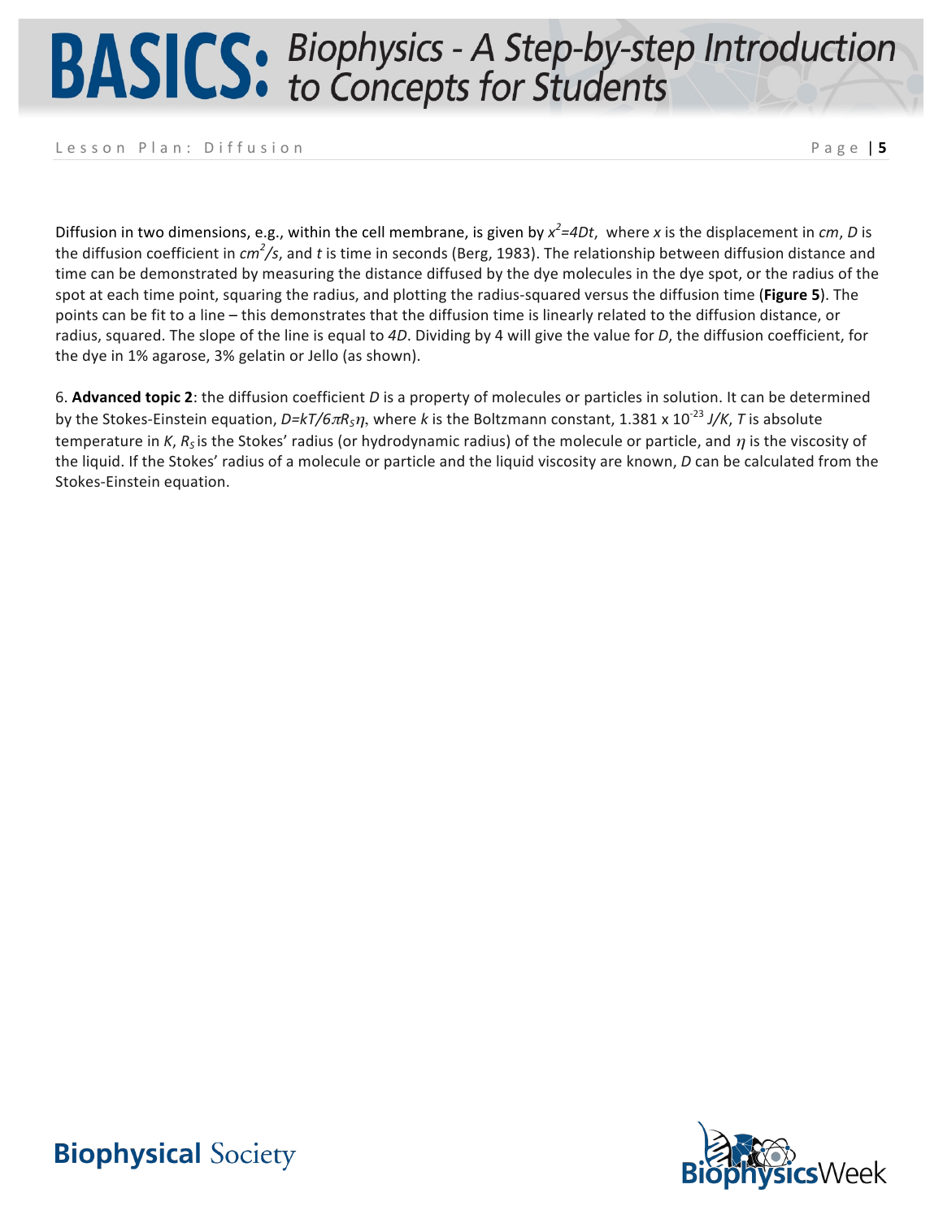Diffusion in two dimensions, e.g., within the cell membrane, is given by $x^2=4Dt$, where $x$ is the displacement in *cm*, $D$ is the diffusion coefficient in $cm^2/s$, and $t$ is time in seconds (Berg, 1983). The relationship between diffusion distance and time can be demonstrated by measuring the distance diffused by the dye molecules in the dye spot, or the radius of the spot at each time point, squaring the radius, and plotting the radius-squared versus the diffusion time (**Figure 5**). The points can be fit to a line – this demonstrates that the diffusion time is linearly related to the diffusion distance, or radius, squared. The slope of the line is equal to $4D$. Dividing by 4 will give the value for $D$, the diffusion coefficient, for the dye in 1% agarose, 3% gelatin or Jello (as shown).

6. **Advanced topic 2**: the diffusion coefficient $D$ is a property of molecules or particles in solution. It can be determined by the Stokes-Einstein equation, $D=kT/6\pi R_S\eta$, where $k$ is the Boltzmann constant, $1.381 \times 10^{-23}$ *J/K*, $T$ is absolute temperature in *K*, $R_S$ is the Stokes' radius (or hydrodynamic radius) of the molecule or particle, and $\eta$ is the viscosity of the liquid. If the Stokes' radius of a molecule or particle and the liquid viscosity are known, $D$ can be calculated from the Stokes-Einstein equation.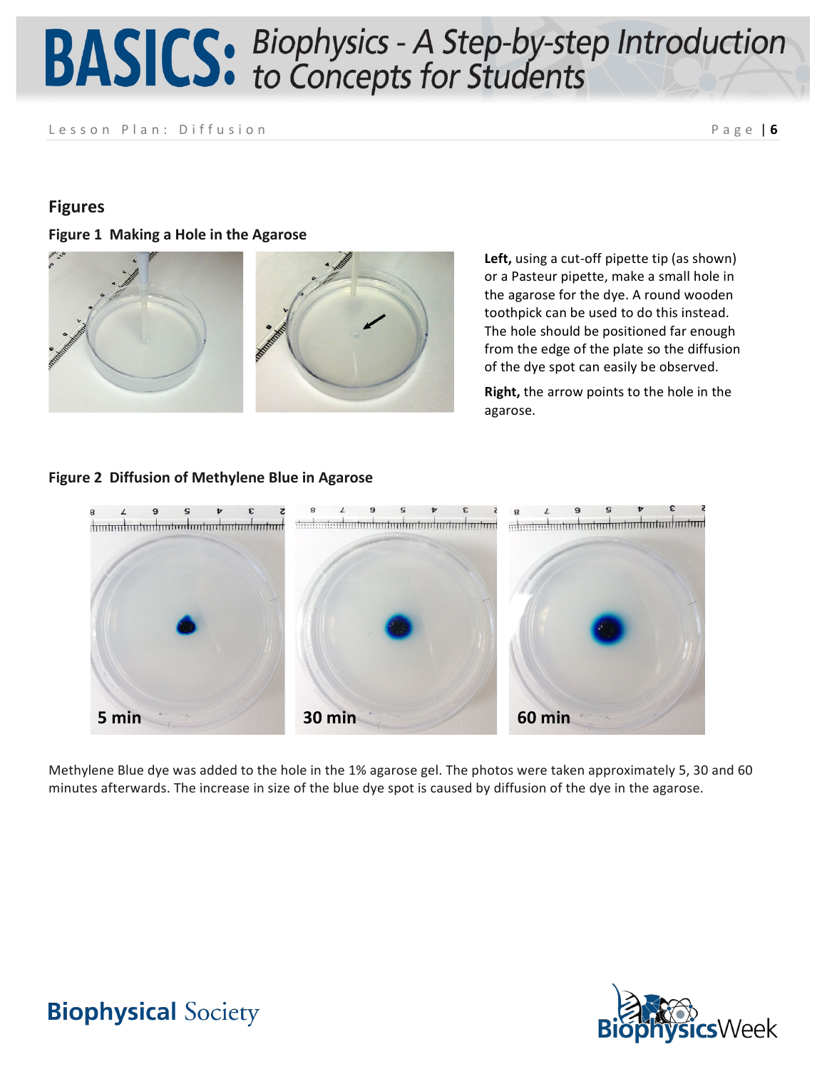## Figures

### Figure 1 Making a Hole in the Agarose

**Left,** using a cut-off pipette tip (as shown) or a Pasteur pipette, make a small hole in the agarose for the dye. A round wooden toothpick can be used to do this instead. The hole should be positioned far enough from the edge of the plate so the diffusion of the dye spot can easily be observed.

**Right,** the arrow points to the hole in the agarose.

### Figure 2 Diffusion of Methylene Blue in Agarose

**5 min** **30 min** **60 min**

Methylene Blue dye was added to the hole in the 1% agarose gel. The photos were taken approximately 5, 30 and 60 minutes afterwards. The increase in size of the blue dye spot is caused by diffusion of the dye in the agarose.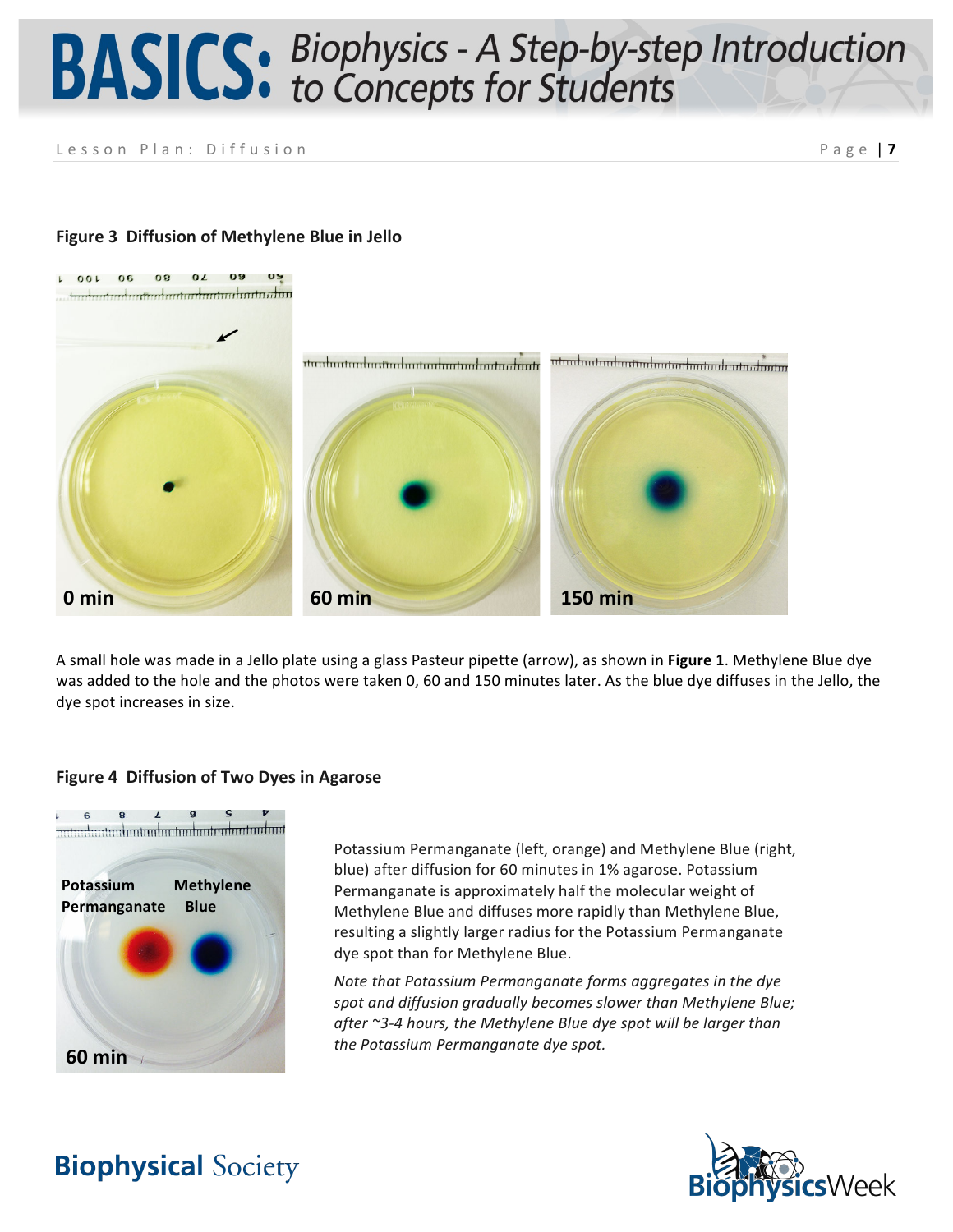**Figure 3 Diffusion of Methylene Blue in Jello**

A small hole was made in a Jello plate using a glass Pasteur pipette (arrow), as shown in **Figure 1**. Methylene Blue dye was added to the hole and the photos were taken 0, 60 and 150 minutes later. As the blue dye diffuses in the Jello, the dye spot increases in size.

**Figure 4 Diffusion of Two Dyes in Agarose**

Potassium Permanganate (left, orange) and Methylene Blue (right, blue) after diffusion for 60 minutes in 1% agarose. Potassium Permanganate is approximately half the molecular weight of Methylene Blue and diffuses more rapidly than Methylene Blue, resulting a slightly larger radius for the Potassium Permanganate dye spot than for Methylene Blue.

*Note that Potassium Permanganate forms aggregates in the dye spot and diffusion gradually becomes slower than Methylene Blue; after ~3-4 hours, the Methylene Blue dye spot will be larger than the Potassium Permanganate dye spot.*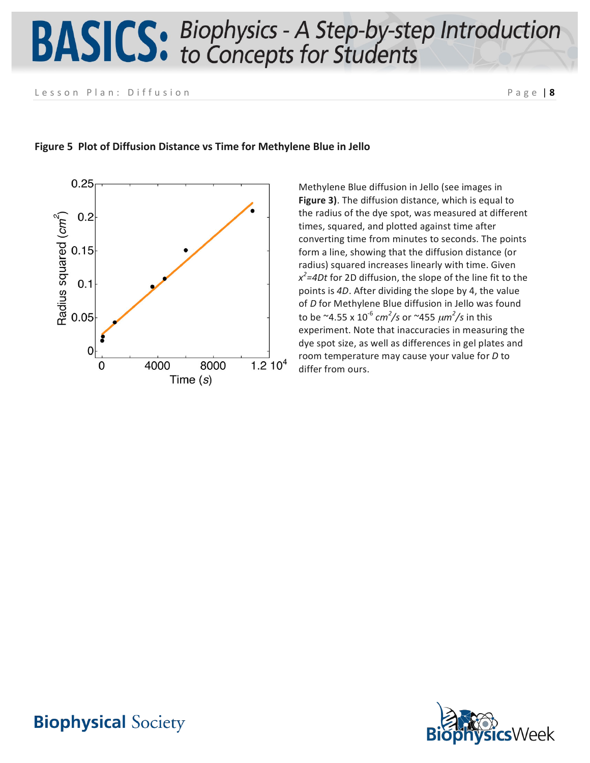**Figure 5  Plot of Diffusion Distance vs Time for Methylene Blue in Jello**

Methylene Blue diffusion in Jello (see images in **Figure 3)**. The diffusion distance, which is equal to the radius of the dye spot, was measured at different times, squared, and plotted against time after converting time from minutes to seconds. The points form a line, showing that the diffusion distance (or radius) squared increases linearly with time. Given $x^2=4Dt$ for 2D diffusion, the slope of the line fit to the points is $4D$. After dividing the slope by 4, the value of $D$ for Methylene Blue diffusion in Jello was found to be ~$4.55 \times 10^{-6}$ $cm^2/s$ or ~455 $\mu m^2/s$ in this experiment. Note that inaccuracies in measuring the dye spot size, as well as differences in gel plates and room temperature may cause your value for $D$ to differ from ours.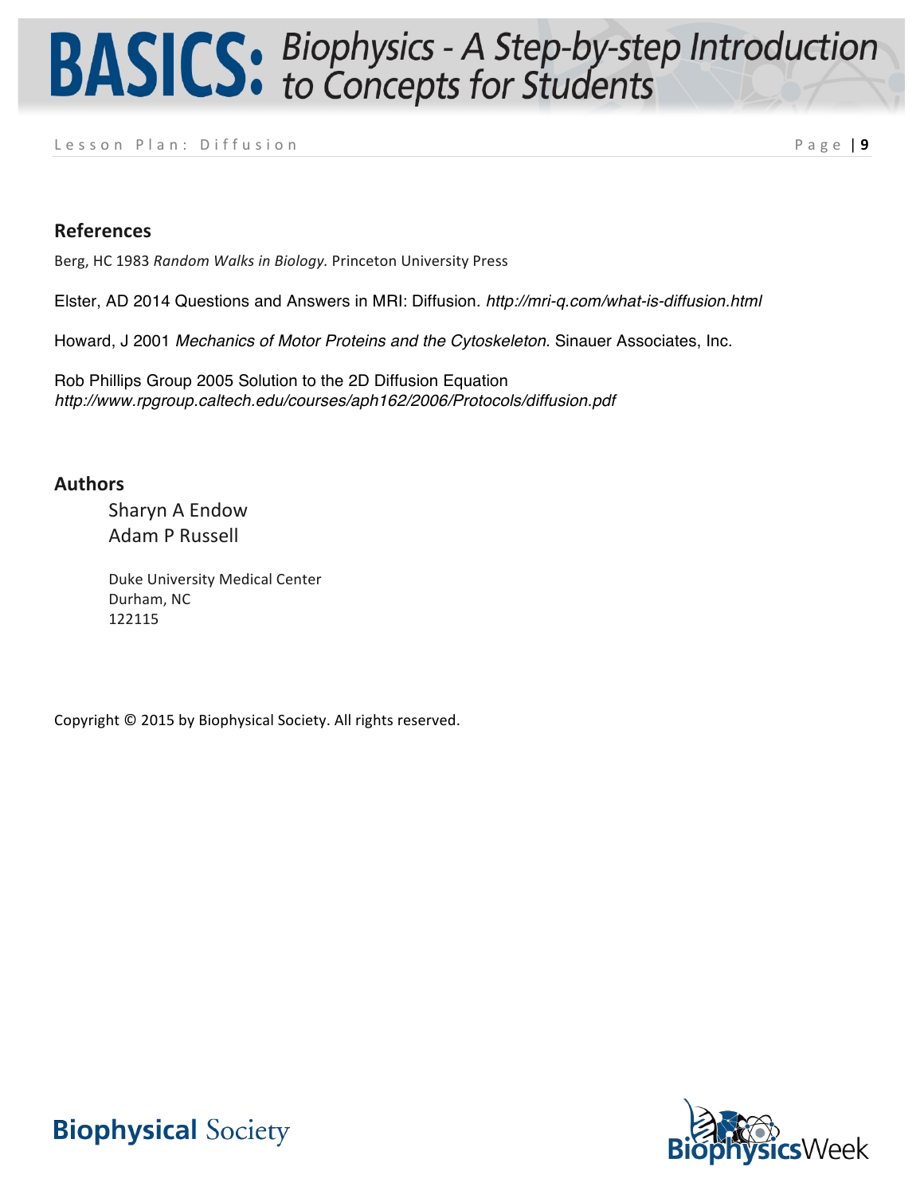## References

Berg, HC 1983 *Random Walks in Biology*. Princeton University Press

Elster, AD 2014 Questions and Answers in MRI: Diffusion. *http://mri-q.com/what-is-diffusion.html*

Howard, J 2001 *Mechanics of Motor Proteins and the Cytoskeleton.* Sinauer Associates, Inc.

Rob Phillips Group 2005 Solution to the 2D Diffusion Equation
*http://www.rpgroup.caltech.edu/courses/aph162/2006/Protocols/diffusion.pdf*

## Authors

Sharyn A Endow
Adam P Russell

Duke University Medical Center
Durham, NC
122115

Copyright © 2015 by Biophysical Society. All rights reserved.